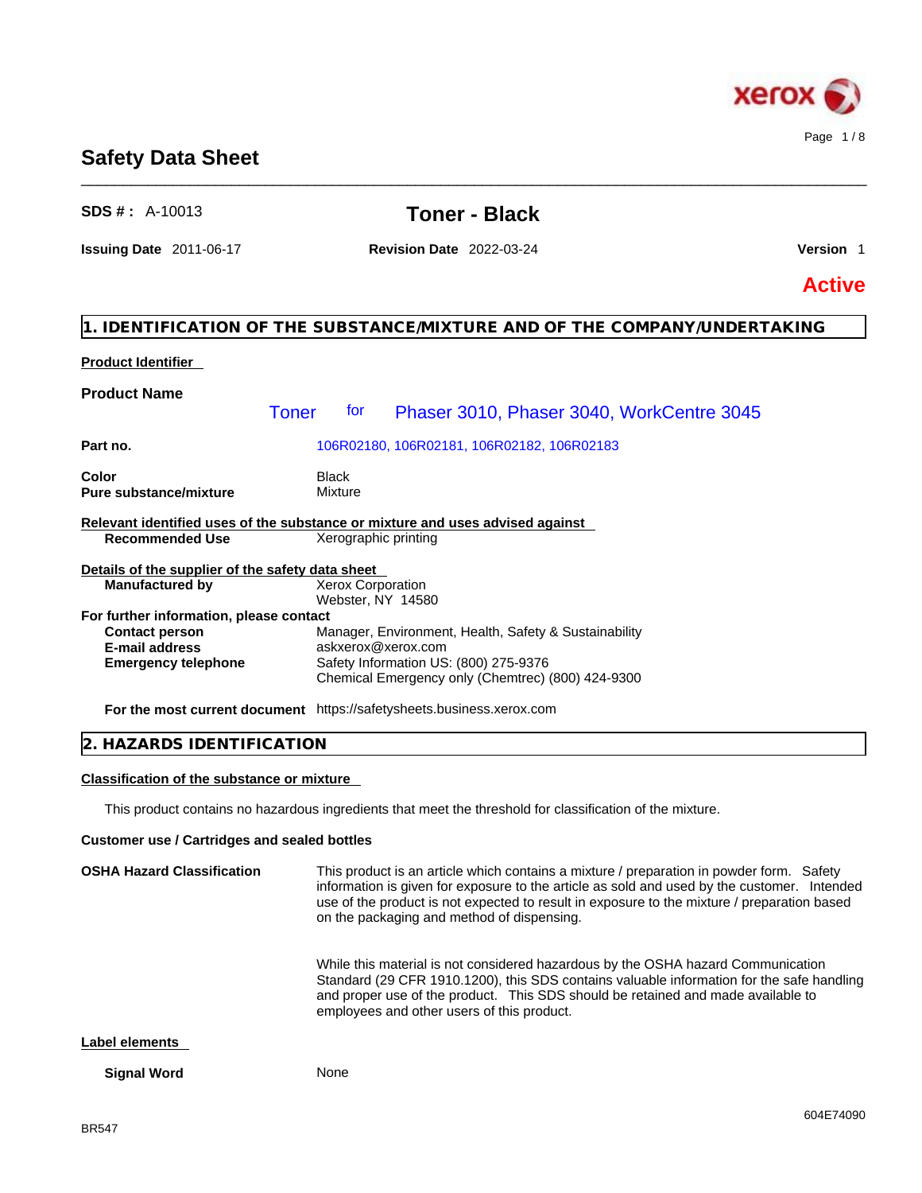# Safety Data Sheet

**SDS # :** A-10013

## Toner - Black

**Issuing Date** 2011-06-17 **Revision Date** 2022-03-24 **Version** 1

**Active**

## 1. IDENTIFICATION OF THE SUBSTANCE/MIXTURE AND OF THE COMPANY/UNDERTAKING

**Product Identifier**

**Product Name** Toner for Phaser 3010, Phaser 3040, WorkCentre 3045

**Part no.** 106R02180, 106R02181, 106R02182, 106R02183

**Color** Black
**Pure substance/mixture** Mixture

**Relevant identified uses of the substance or mixture and uses advised against**
**Recommended Use** Xerographic printing

**Details of the supplier of the safety data sheet**
**Manufactured by** Xerox Corporation
Webster, NY 14580

**For further information, please contact**
**Contact person** Manager, Environment, Health, Safety & Sustainability
**E-mail address** askxerox@xerox.com
**Emergency telephone** Safety Information US: (800) 275-9376
Chemical Emergency only (Chemtrec) (800) 424-9300

**For the most current document** https://safetysheets.business.xerox.com

## 2. HAZARDS IDENTIFICATION

**Classification of the substance or mixture**

This product contains no hazardous ingredients that meet the threshold for classification of the mixture.

**Customer use / Cartridges and sealed bottles**

**OSHA Hazard Classification** This product is an article which contains a mixture / preparation in powder form. Safety information is given for exposure to the article as sold and used by the customer. Intended use of the product is not expected to result in exposure to the mixture / preparation based on the packaging and method of dispensing.

While this material is not considered hazardous by the OSHA hazard Communication Standard (29 CFR 1910.1200), this SDS contains valuable information for the safe handling and proper use of the product. This SDS should be retained and made available to employees and other users of this product.

**Label elements**

**Signal Word** None

604E74090

BR547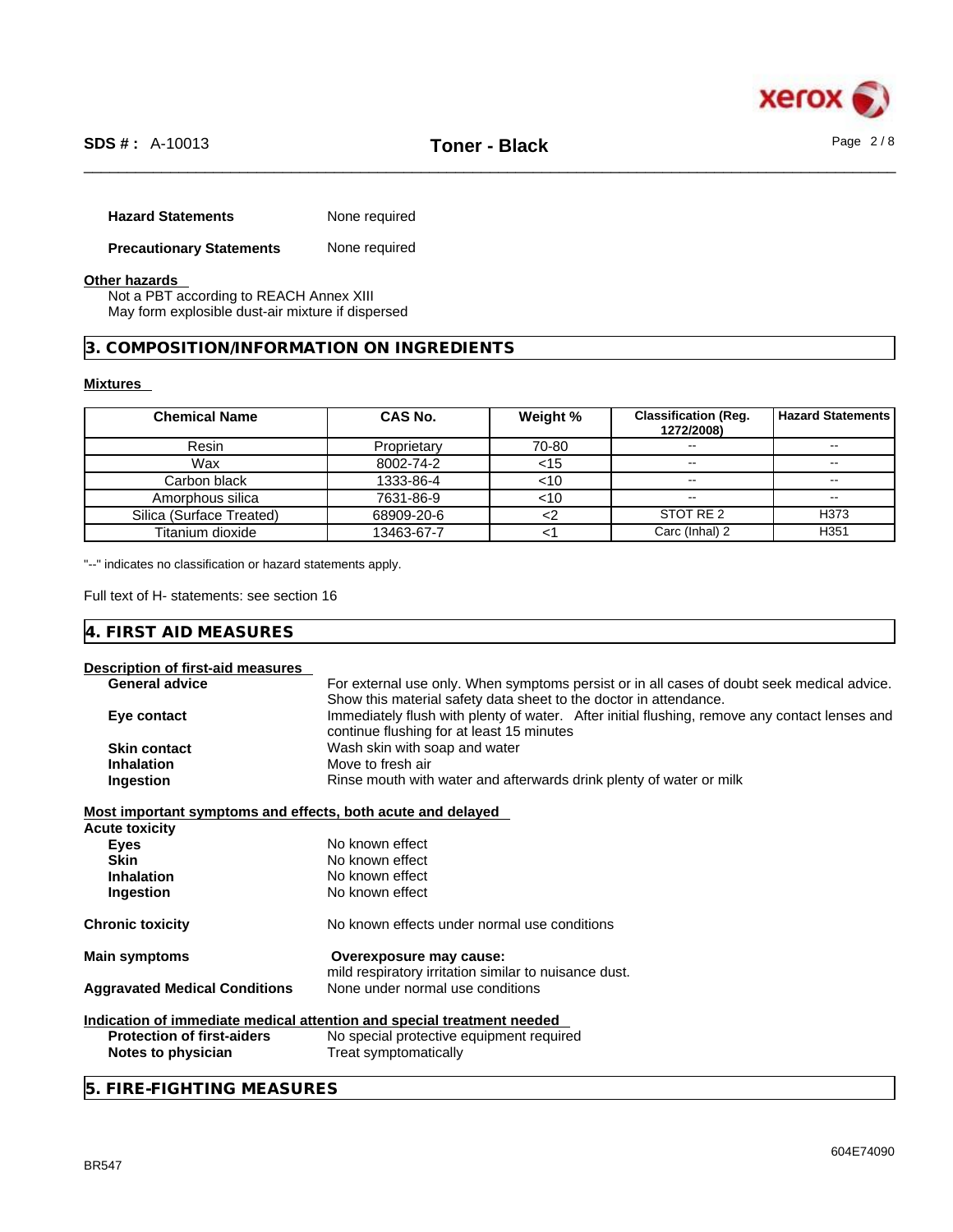**Hazard Statements** None required

**Precautionary Statements** None required

**Other hazards**

Not a PBT according to REACH Annex XIII
May form explosible dust-air mixture if dispersed

## 3. COMPOSITION/INFORMATION ON INGREDIENTS

**Mixtures**

| Chemical Name | CAS No. | Weight % | Classification (Reg. 1272/2008) | Hazard Statements |
|---|---|---|---|---|
| Resin | Proprietary | 70-80 | -- | -- |
| Wax | 8002-74-2 | <15 | -- | -- |
| Carbon black | 1333-86-4 | <10 | -- | -- |
| Amorphous silica | 7631-86-9 | <10 | -- | -- |
| Silica (Surface Treated) | 68909-20-6 | <2 | STOT RE 2 | H373 |
| Titanium dioxide | 13463-67-7 | <1 | Carc (Inhal) 2 | H351 |

"--" indicates no classification or hazard statements apply.

Full text of H- statements: see section 16

## 4. FIRST AID MEASURES

**Description of first-aid measures**

**General advice** For external use only. When symptoms persist or in all cases of doubt seek medical advice. Show this material safety data sheet to the doctor in attendance.

**Eye contact** Immediately flush with plenty of water. After initial flushing, remove any contact lenses and continue flushing for at least 15 minutes

**Skin contact** Wash skin with soap and water

**Inhalation** Move to fresh air

**Ingestion** Rinse mouth with water and afterwards drink plenty of water or milk

**Most important symptoms and effects, both acute and delayed**

**Acute toxicity**

**Eyes** No known effect

**Skin** No known effect

**Inhalation** No known effect

**Ingestion** No known effect

**Chronic toxicity** No known effects under normal use conditions

**Main symptoms** **Overexposure may cause:** mild respiratory irritation similar to nuisance dust.

**Aggravated Medical Conditions** None under normal use conditions

**Indication of immediate medical attention and special treatment needed**

**Protection of first-aiders** No special protective equipment required

**Notes to physician** Treat symptomatically

## 5. FIRE-FIGHTING MEASURES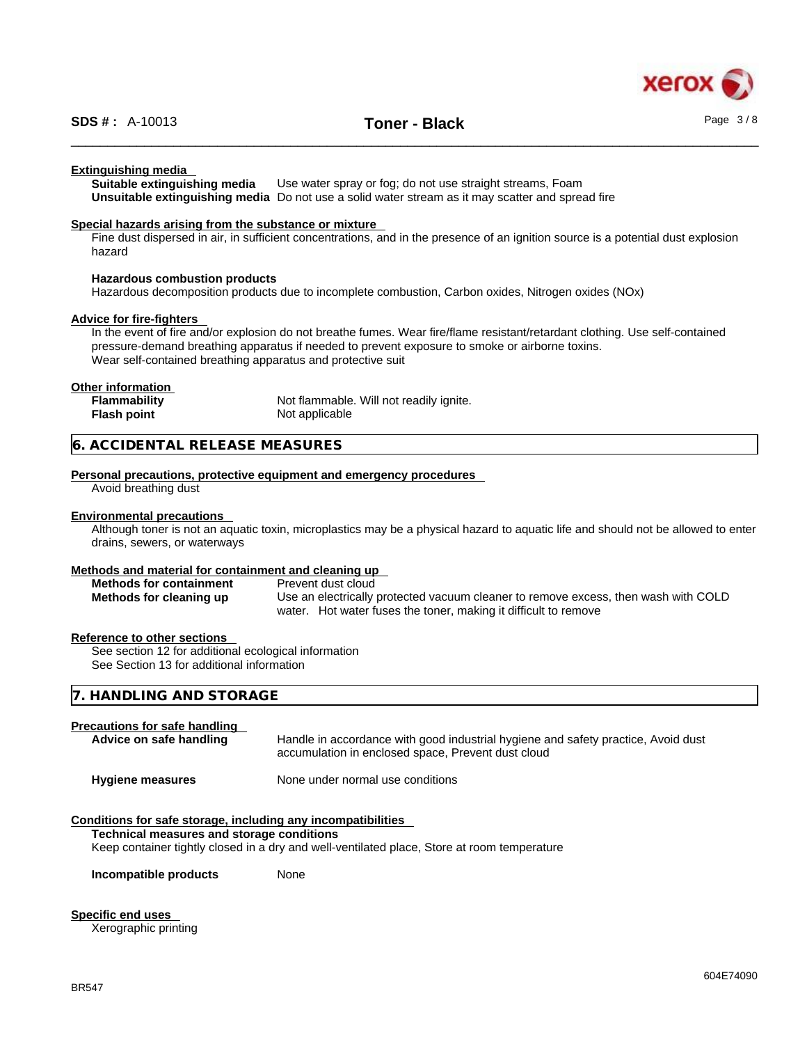#### Extinguishing media

**Suitable extinguishing media** Use water spray or fog; do not use straight streams, Foam

**Unsuitable extinguishing media** Do not use a solid water stream as it may scatter and spread fire

#### Special hazards arising from the substance or mixture

Fine dust dispersed in air, in sufficient concentrations, and in the presence of an ignition source is a potential dust explosion hazard

**Hazardous combustion products**

Hazardous decomposition products due to incomplete combustion, Carbon oxides, Nitrogen oxides (NOx)

#### Advice for fire-fighters

In the event of fire and/or explosion do not breathe fumes. Wear fire/flame resistant/retardant clothing. Use self-contained pressure-demand breathing apparatus if needed to prevent exposure to smoke or airborne toxins.
Wear self-contained breathing apparatus and protective suit

#### Other information

**Flammability** Not flammable. Will not readily ignite.

**Flash point** Not applicable

## 6. ACCIDENTAL RELEASE MEASURES

#### Personal precautions, protective equipment and emergency procedures

Avoid breathing dust

#### Environmental precautions

Although toner is not an aquatic toxin, microplastics may be a physical hazard to aquatic life and should not be allowed to enter drains, sewers, or waterways

#### Methods and material for containment and cleaning up

**Methods for containment** Prevent dust cloud

**Methods for cleaning up** Use an electrically protected vacuum cleaner to remove excess, then wash with COLD water. Hot water fuses the toner, making it difficult to remove

#### Reference to other sections

See section 12 for additional ecological information
See Section 13 for additional information

## 7. HANDLING AND STORAGE

#### Precautions for safe handling

**Advice on safe handling** Handle in accordance with good industrial hygiene and safety practice, Avoid dust accumulation in enclosed space, Prevent dust cloud

**Hygiene measures** None under normal use conditions

#### Conditions for safe storage, including any incompatibilities

**Technical measures and storage conditions**

Keep container tightly closed in a dry and well-ventilated place, Store at room temperature

**Incompatible products** None

#### Specific end uses

Xerographic printing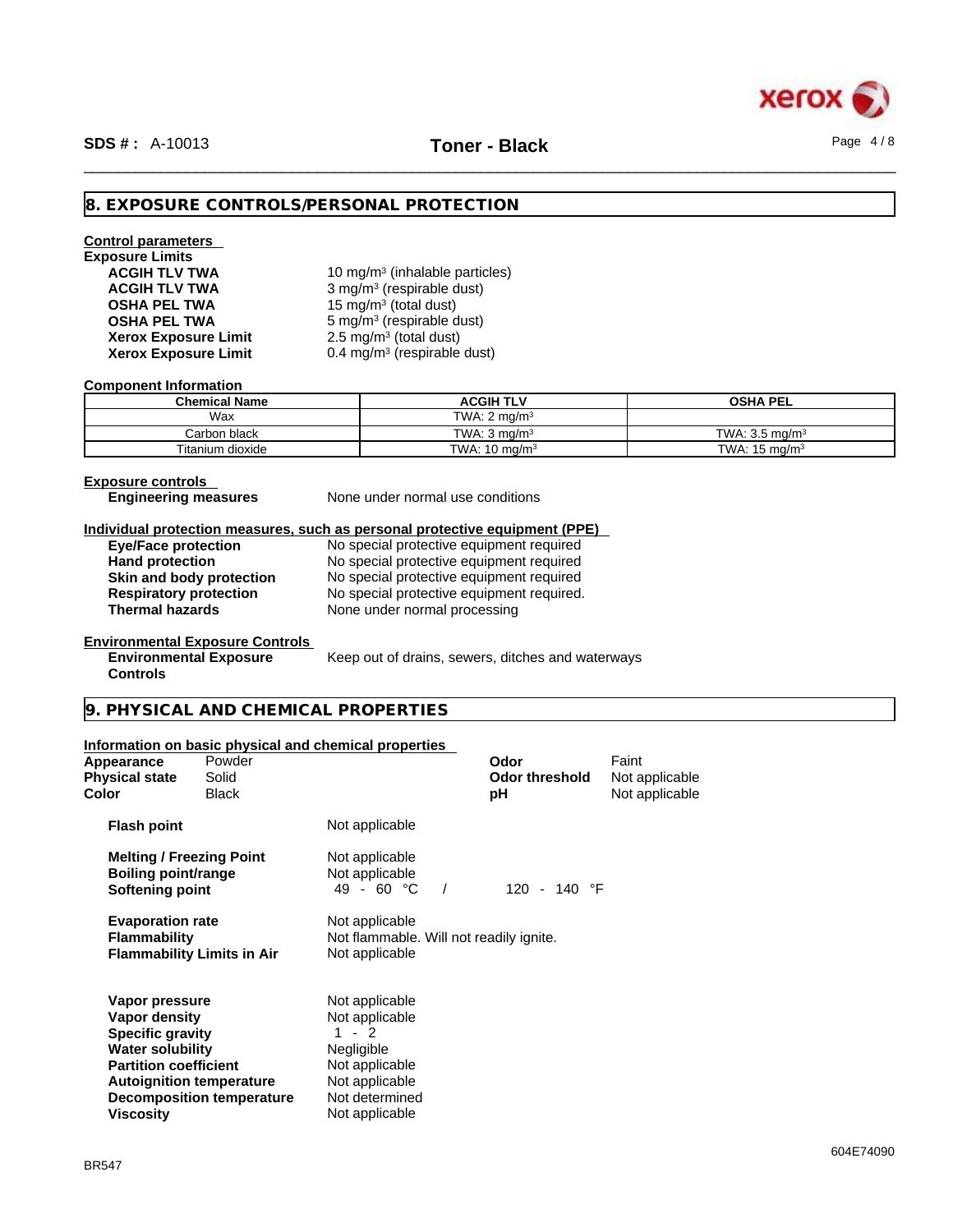## 8. EXPOSURE CONTROLS/PERSONAL PROTECTION

**Control parameters**

**Exposure Limits**

| | |
|---|---|
| **ACGIH TLV TWA** | 10 mg/m³ (inhalable particles) |
| **ACGIH TLV TWA** | 3 mg/m³ (respirable dust) |
| **OSHA PEL TWA** | 15 mg/m³ (total dust) |
| **OSHA PEL TWA** | 5 mg/m³ (respirable dust) |
| **Xerox Exposure Limit** | 2.5 mg/m³ (total dust) |
| **Xerox Exposure Limit** | 0.4 mg/m³ (respirable dust) |

**Component Information**

| Chemical Name | ACGIH TLV | OSHA PEL |
|---|---|---|
| Wax | TWA: 2 mg/m³ | |
| Carbon black | TWA: 3 mg/m³ | TWA: 3.5 mg/m³ |
| Titanium dioxide | TWA: 10 mg/m³ | TWA: 15 mg/m³ |

**Exposure controls**

**Engineering measures** None under normal use conditions

**Individual protection measures, such as personal protective equipment (PPE)**

| | |
|---|---|
| **Eye/Face protection** | No special protective equipment required |
| **Hand protection** | No special protective equipment required |
| **Skin and body protection** | No special protective equipment required |
| **Respiratory protection** | No special protective equipment required. |
| **Thermal hazards** | None under normal processing |

**Environmental Exposure Controls**

**Environmental Exposure Controls** Keep out of drains, sewers, ditches and waterways

## 9. PHYSICAL AND CHEMICAL PROPERTIES

**Information on basic physical and chemical properties**

| | | | |
|---|---|---|---|
| **Appearance** | Powder | **Odor** | Faint |
| **Physical state** | Solid | **Odor threshold** | Not applicable |
| **Color** | Black | **pH** | Not applicable |

| | |
|---|---|
| **Flash point** | Not applicable |
| **Melting / Freezing Point** | Not applicable |
| **Boiling point/range** | Not applicable |
| **Softening point** | 49 - 60 °C / 120 - 140 °F |
| **Evaporation rate** | Not applicable |
| **Flammability** | Not flammable. Will not readily ignite. |
| **Flammability Limits in Air** | Not applicable |
| **Vapor pressure** | Not applicable |
| **Vapor density** | Not applicable |
| **Specific gravity** | 1 - 2 |
| **Water solubility** | Negligible |
| **Partition coefficient** | Not applicable |
| **Autoignition temperature** | Not applicable |
| **Decomposition temperature** | Not determined |
| **Viscosity** | Not applicable |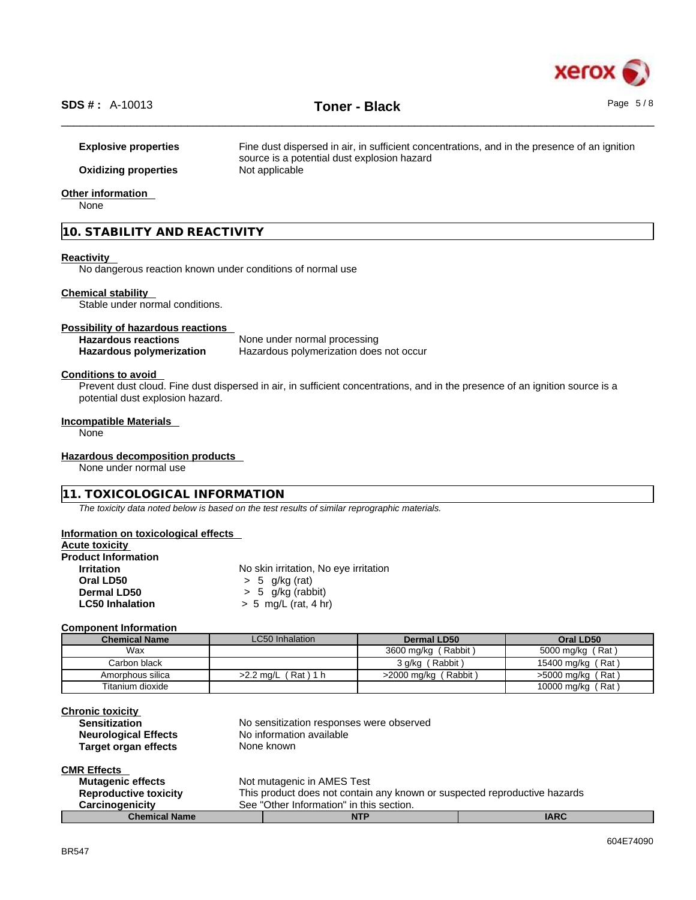| | |
|---|---|
| **Explosive properties** | Fine dust dispersed in air, in sufficient concentrations, and in the presence of an ignition source is a potential dust explosion hazard |
| **Oxidizing properties** | Not applicable |

**Other information**

None

## 10. STABILITY AND REACTIVITY

**Reactivity**

No dangerous reaction known under conditions of normal use

**Chemical stability**

Stable under normal conditions.

**Possibility of hazardous reactions**

| | |
|---|---|
| **Hazardous reactions** | None under normal processing |
| **Hazardous polymerization** | Hazardous polymerization does not occur |

**Conditions to avoid**

Prevent dust cloud. Fine dust dispersed in air, in sufficient concentrations, and in the presence of an ignition source is a potential dust explosion hazard.

**Incompatible Materials**

None

**Hazardous decomposition products**

None under normal use

## 11. TOXICOLOGICAL INFORMATION

*The toxicity data noted below is based on the test results of similar reprographic materials.*

**Information on toxicological effects**

**Acute toxicity**

**Product Information**

| | |
|---|---|
| **Irritation** | No skin irritation, No eye irritation |
| **Oral LD50** | > 5 g/kg (rat) |
| **Dermal LD50** | > 5 g/kg (rabbit) |
| **LC50 Inhalation** | > 5 mg/L (rat, 4 hr) |

**Component Information**

| Chemical Name | LC50 Inhalation | Dermal LD50 | Oral LD50 |
|---|---|---|---|
| Wax | | 3600 mg/kg ( Rabbit ) | 5000 mg/kg ( Rat ) |
| Carbon black | | 3 g/kg ( Rabbit ) | 15400 mg/kg ( Rat ) |
| Amorphous silica | >2.2 mg/L ( Rat ) 1 h | >2000 mg/kg ( Rabbit ) | >5000 mg/kg ( Rat ) |
| Titanium dioxide | | | 10000 mg/kg ( Rat ) |

**Chronic toxicity**

| | |
|---|---|
| **Sensitization** | No sensitization responses were observed |
| **Neurological Effects** | No information available |
| **Target organ effects** | None known |

**CMR Effects**

| | |
|---|---|
| **Mutagenic effects** | Not mutagenic in AMES Test |
| **Reproductive toxicity** | This product does not contain any known or suspected reproductive hazards |
| **Carcinogenicity** | See "Other Information" in this section. |

| Chemical Name | NTP | IARC |
|---|---|---|

BR547

604E74090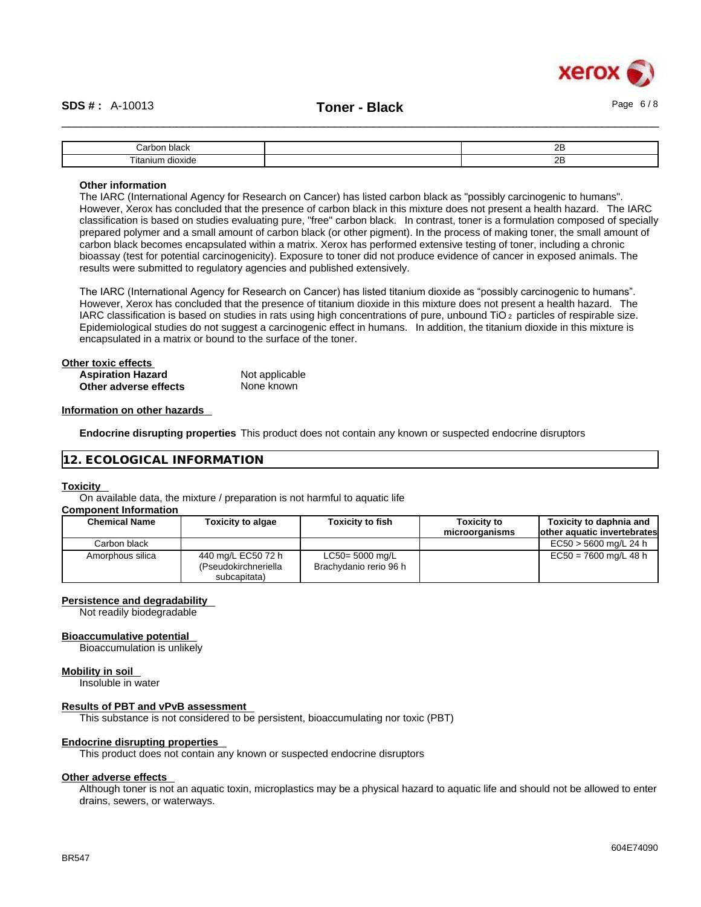| Carbon black | | 2B |
|---|---|---|
| Titanium dioxide | | 2B |

**Other information**

The IARC (International Agency for Research on Cancer) has listed carbon black as "possibly carcinogenic to humans". However, Xerox has concluded that the presence of carbon black in this mixture does not present a health hazard. The IARC classification is based on studies evaluating pure, "free" carbon black. In contrast, toner is a formulation composed of specially prepared polymer and a small amount of carbon black (or other pigment). In the process of making toner, the small amount of carbon black becomes encapsulated within a matrix. Xerox has performed extensive testing of toner, including a chronic bioassay (test for potential carcinogenicity). Exposure to toner did not produce evidence of cancer in exposed animals. The results were submitted to regulatory agencies and published extensively.

The IARC (International Agency for Research on Cancer) has listed titanium dioxide as “possibly carcinogenic to humans”. However, Xerox has concluded that the presence of titanium dioxide in this mixture does not present a health hazard. The IARC classification is based on studies in rats using high concentrations of pure, unbound $TiO_2$ particles of respirable size. Epidemiological studies do not suggest a carcinogenic effect in humans. In addition, the titanium dioxide in this mixture is encapsulated in a matrix or bound to the surface of the toner.

**Other toxic effects**

**Aspiration Hazard** Not applicable

**Other adverse effects** None known

**Information on other hazards**

**Endocrine disrupting properties** This product does not contain any known or suspected endocrine disruptors

## 12. ECOLOGICAL INFORMATION

**Toxicity**

On available data, the mixture / preparation is not harmful to aquatic life

**Component Information**

| Chemical Name | Toxicity to algae | Toxicity to fish | Toxicity to microorganisms | Toxicity to daphnia and other aquatic invertebrates |
|---|---|---|---|---|
| Carbon black | | | | EC50 > 5600 mg/L 24 h |
| Amorphous silica | 440 mg/L EC50 72 h (Pseudokirchneriella subcapitata) | LC50= 5000 mg/L Brachydanio rerio 96 h | | EC50 = 7600 mg/L 48 h |

**Persistence and degradability**

Not readily biodegradable

**Bioaccumulative potential**

Bioaccumulation is unlikely

**Mobility in soil**

Insoluble in water

**Results of PBT and vPvB assessment**

This substance is not considered to be persistent, bioaccumulating nor toxic (PBT)

**Endocrine disrupting properties**

This product does not contain any known or suspected endocrine disruptors

**Other adverse effects**

Although toner is not an aquatic toxin, microplastics may be a physical hazard to aquatic life and should not be allowed to enter drains, sewers, or waterways.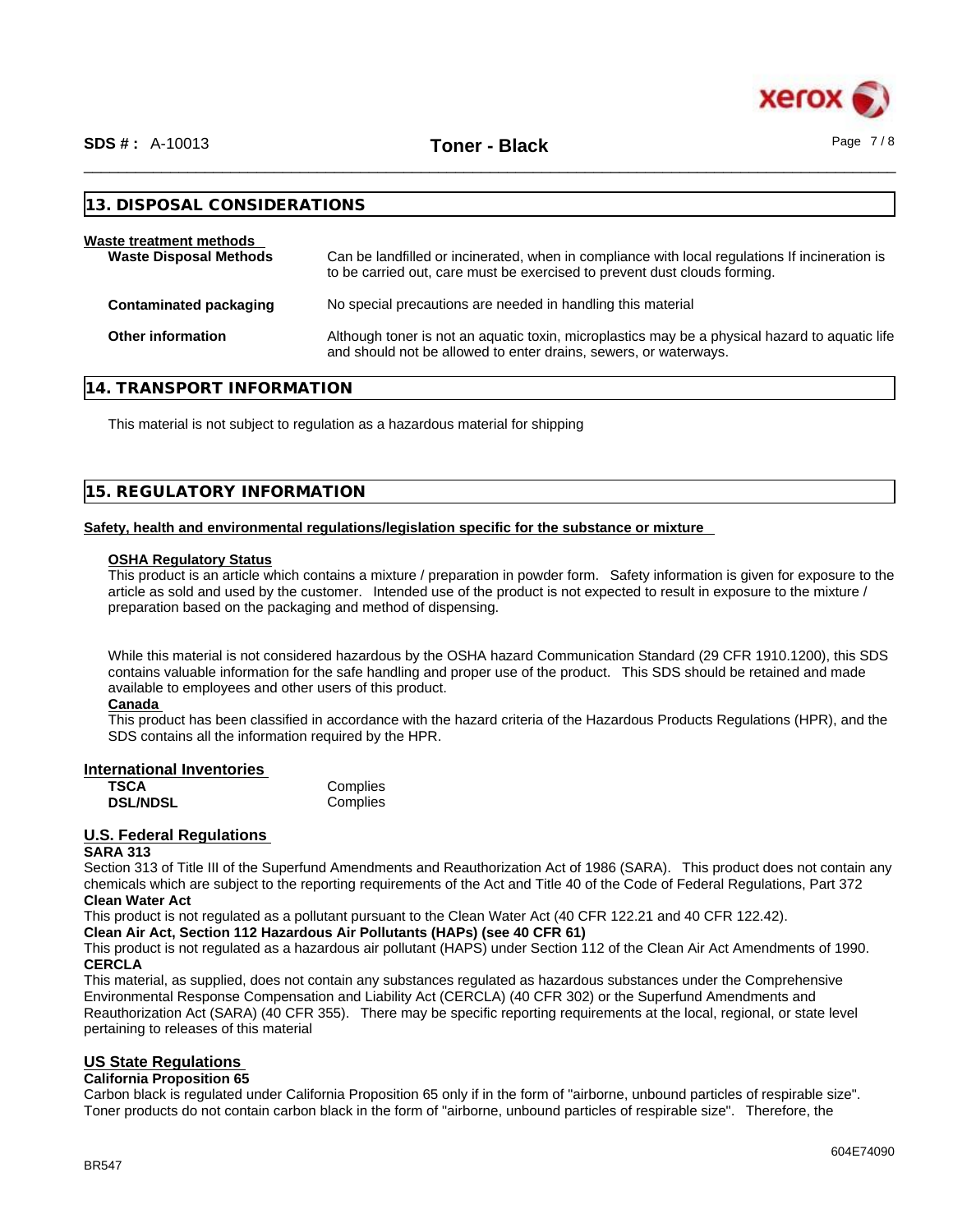## 13. DISPOSAL CONSIDERATIONS

**Waste treatment methods**

| | |
|---|---|
| **Waste Disposal Methods** | Can be landfilled or incinerated, when in compliance with local regulations If incineration is to be carried out, care must be exercised to prevent dust clouds forming. |
| **Contaminated packaging** | No special precautions are needed in handling this material |
| **Other information** | Although toner is not an aquatic toxin, microplastics may be a physical hazard to aquatic life and should not be allowed to enter drains, sewers, or waterways. |

## 14. TRANSPORT INFORMATION

This material is not subject to regulation as a hazardous material for shipping

## 15. REGULATORY INFORMATION

**Safety, health and environmental regulations/legislation specific for the substance or mixture**

**OSHA Regulatory Status**

This product is an article which contains a mixture / preparation in powder form. Safety information is given for exposure to the article as sold and used by the customer. Intended use of the product is not expected to result in exposure to the mixture / preparation based on the packaging and method of dispensing.

While this material is not considered hazardous by the OSHA hazard Communication Standard (29 CFR 1910.1200), this SDS contains valuable information for the safe handling and proper use of the product. This SDS should be retained and made available to employees and other users of this product.

**Canada**

This product has been classified in accordance with the hazard criteria of the Hazardous Products Regulations (HPR), and the SDS contains all the information required by the HPR.

**International Inventories**

| | |
|---|---|
| **TSCA** | Complies |
| **DSL/NDSL** | Complies |

**U.S. Federal Regulations**

**SARA 313**

Section 313 of Title III of the Superfund Amendments and Reauthorization Act of 1986 (SARA). This product does not contain any chemicals which are subject to the reporting requirements of the Act and Title 40 of the Code of Federal Regulations, Part 372

**Clean Water Act**

This product is not regulated as a pollutant pursuant to the Clean Water Act (40 CFR 122.21 and 40 CFR 122.42).

**Clean Air Act, Section 112 Hazardous Air Pollutants (HAPs) (see 40 CFR 61)**

This product is not regulated as a hazardous air pollutant (HAPS) under Section 112 of the Clean Air Act Amendments of 1990.

**CERCLA**

This material, as supplied, does not contain any substances regulated as hazardous substances under the Comprehensive Environmental Response Compensation and Liability Act (CERCLA) (40 CFR 302) or the Superfund Amendments and Reauthorization Act (SARA) (40 CFR 355). There may be specific reporting requirements at the local, regional, or state level pertaining to releases of this material

**US State Regulations**

**California Proposition 65**

Carbon black is regulated under California Proposition 65 only if in the form of "airborne, unbound particles of respirable size". Toner products do not contain carbon black in the form of "airborne, unbound particles of respirable size". Therefore, the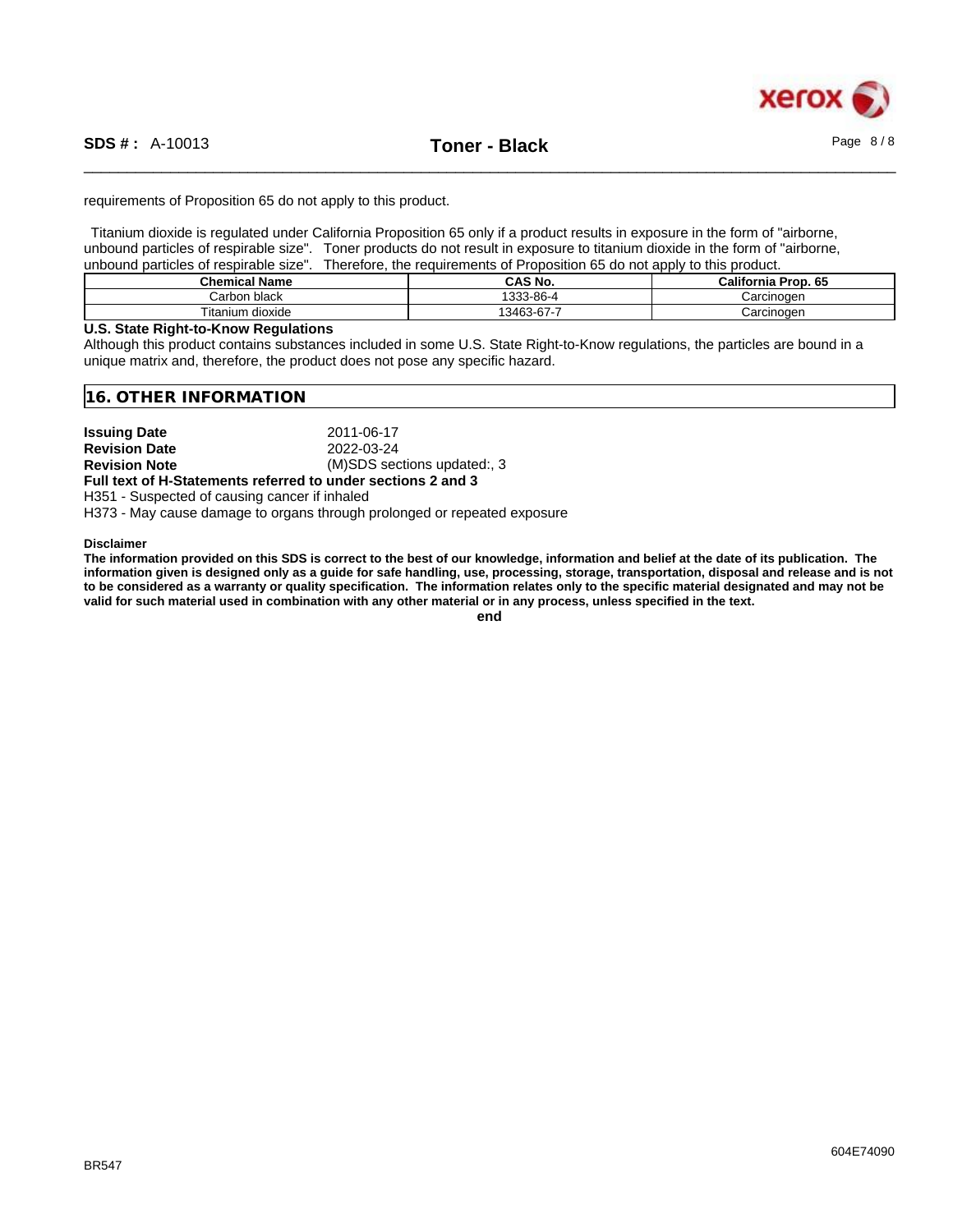requirements of Proposition 65 do not apply to this product.

Titanium dioxide is regulated under California Proposition 65 only if a product results in exposure in the form of "airborne, unbound particles of respirable size". Toner products do not result in exposure to titanium dioxide in the form of "airborne, unbound particles of respirable size". Therefore, the requirements of Proposition 65 do not apply to this product.

| Chemical Name | CAS No. | California Prop. 65 |
| --- | --- | --- |
| Carbon black | 1333-86-4 | Carcinogen |
| Titanium dioxide | 13463-67-7 | Carcinogen |

**U.S. State Right-to-Know Regulations**

Although this product contains substances included in some U.S. State Right-to-Know regulations, the particles are bound in a unique matrix and, therefore, the product does not pose any specific hazard.

## 16. OTHER INFORMATION

**Issuing Date** 2011-06-17
**Revision Date** 2022-03-24
**Revision Note** (M)SDS sections updated:, 3

**Full text of H-Statements referred to under sections 2 and 3**

H351 - Suspected of causing cancer if inhaled
H373 - May cause damage to organs through prolonged or repeated exposure

**Disclaimer**

**The information provided on this SDS is correct to the best of our knowledge, information and belief at the date of its publication. The information given is designed only as a guide for safe handling, use, processing, storage, transportation, disposal and release and is not to be considered as a warranty or quality specification. The information relates only to the specific material designated and may not be valid for such material used in combination with any other material or in any process, unless specified in the text.**

**end**

BR547

604E74090